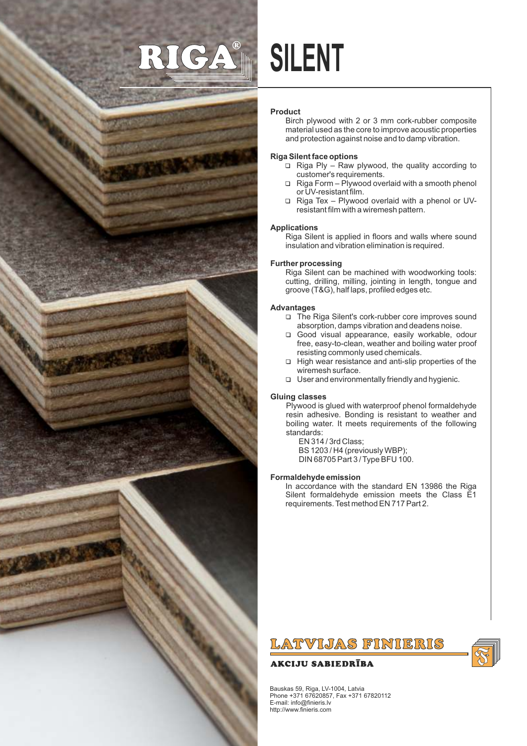# RIGA® SILENT

### Product

Birch plywood with 2 or 3 mm cork-rubber composite material used as the core to improve acoustic properties and protection against noise and to damp vibration.

### Riga Silent face options

- Riga Ply – Raw plywood, the quality according to customer's requirements.
- Riga Form – Plywood overlaid with a smooth phenol or UV-resistant film.
- Riga Tex – Plywood overlaid with a phenol or UV-resistant film with a wiremesh pattern.

### Applications

Riga Silent is applied in floors and walls where sound insulation and vibration elimination is required.

### Further processing

Riga Silent can be machined with woodworking tools: cutting, drilling, milling, jointing in length, tongue and groove (T&G), half laps, profiled edges etc.

### Advantages

- The Riga Silent's cork-rubber core improves sound absorption, damps vibration and deadens noise.
- Good visual appearance, easily workable, odour free, easy-to-clean, weather and boiling water proof resisting commonly used chemicals.
- High wear resistance and anti-slip properties of the wiremesh surface.
- User and environmentally friendly and hygienic.

### Gluing classes

Plywood is glued with waterproof phenol formaldehyde resin adhesive. Bonding is resistant to weather and boiling water. It meets requirements of the following standards:

EN 314 / 3rd Class;
BS 1203 / H4 (previously WBP);
DIN 68705 Part 3 / Type BFU 100.

### Formaldehyde emission

In accordance with the standard EN 13986 the Riga Silent formaldehyde emission meets the Class E1 requirements. Test method EN 717 Part 2.

**LATVIJAS FINIERIS**

**AKCIJU SABIEDRĪBA**

Bauskas 59, Riga, LV-1004, Latvia
Phone +371 67620857, Fax +371 67820112
E-mail: info@finieris.lv
http://www.finieris.com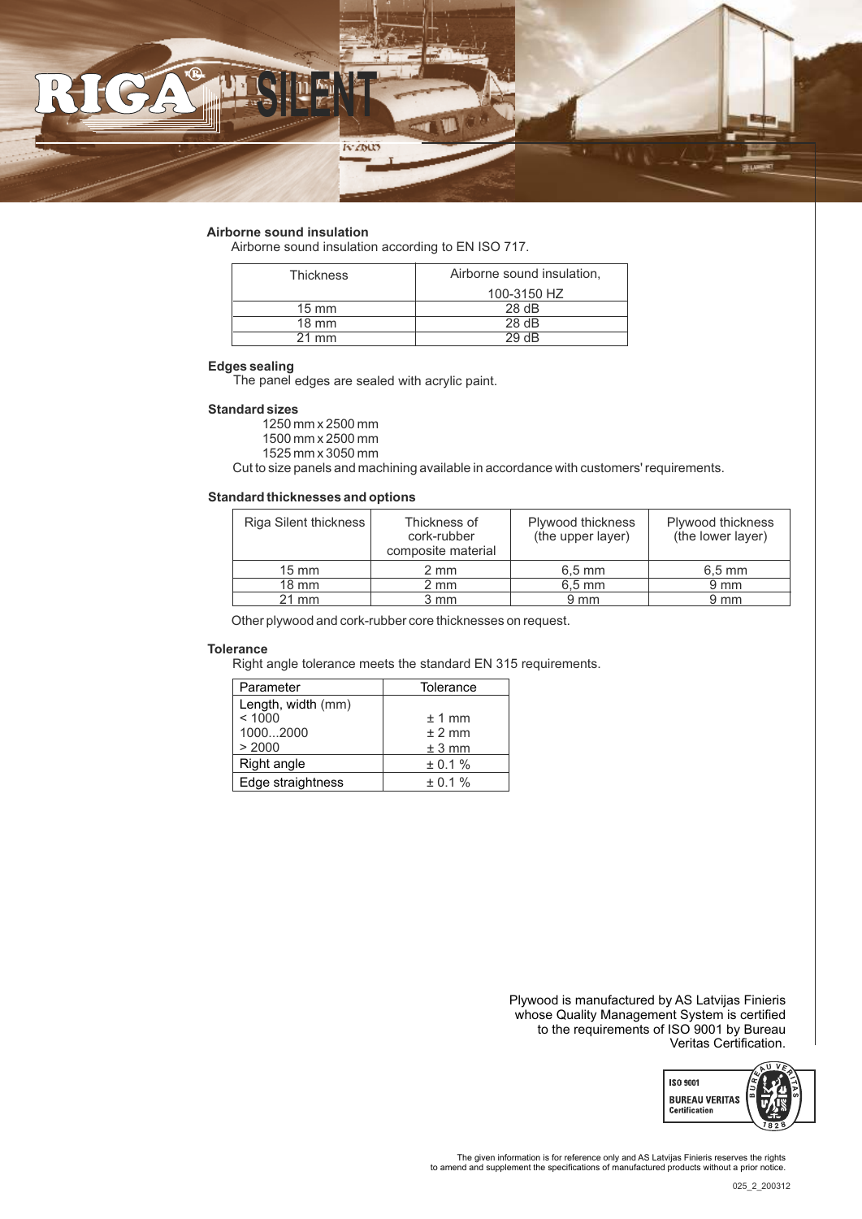# RIGA® SILENT

### Airborne sound insulation

Airborne sound insulation according to EN ISO 717.

| Thickness | Airborne sound insulation, 100-3150 HZ |
|---|---|
| 15 mm | 28 dB |
| 18 mm | 28 dB |
| 21 mm | 29 dB |

### Edges sealing

The panel edges are sealed with acrylic paint.

### Standard sizes

1250 mm x 2500 mm
1500 mm x 2500 mm
1525 mm x 3050 mm

Cut to size panels and machining available in accordance with customers' requirements.

### Standard thicknesses and options

| Riga Silent thickness | Thickness of cork-rubber composite material | Plywood thickness (the upper layer) | Plywood thickness (the lower layer) |
|---|---|---|---|
| 15 mm | 2 mm | 6,5 mm | 6,5 mm |
| 18 mm | 2 mm | 6,5 mm | 9 mm |
| 21 mm | 3 mm | 9 mm | 9 mm |

Other plywood and cork-rubber core thicknesses on request.

### Tolerance

Right angle tolerance meets the standard EN 315 requirements.

| Parameter | Tolerance |
|---|---|
| Length, width (mm) | |
| < 1000 | ± 1 mm |
| 1000...2000 | ± 2 mm |
| > 2000 | ± 3 mm |
| Right angle | ± 0.1 % |
| Edge straightness | ± 0.1 % |

Plywood is manufactured by AS Latvijas Finieris whose Quality Management System is certified to the requirements of ISO 9001 by Bureau Veritas Certification.

ISO 9001
BUREAU VERITAS
Certification

The given information is for reference only and AS Latvijas Finieris reserves the rights to amend and supplement the specifications of manufactured products without a prior notice.

025_2_200312